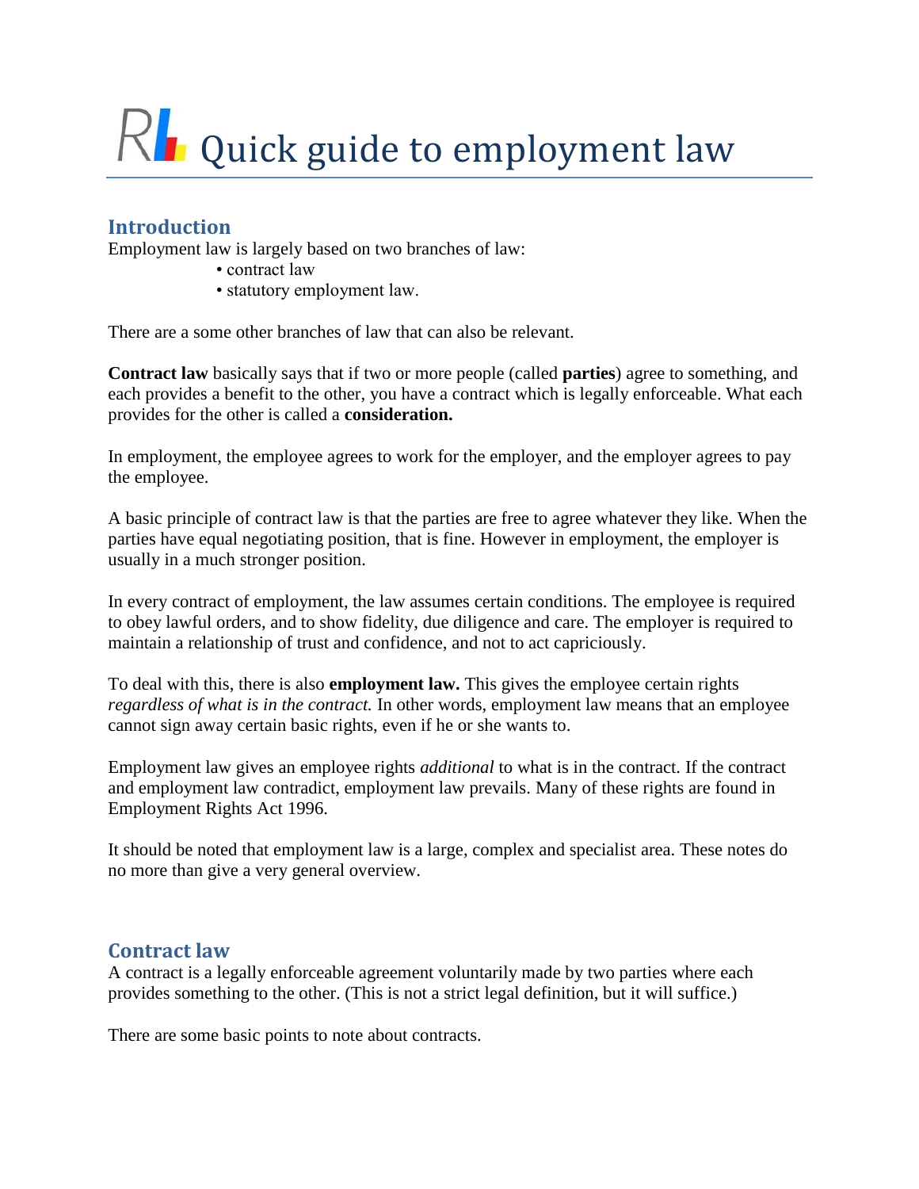# Quick guide to employment law

## Introduction

Employment law is largely based on two branches of law:

- contract law
- statutory employment law.

There are a some other branches of law that can also be relevant.

**Contract law** basically says that if two or more people (called **parties**) agree to something, and each provides a benefit to the other, you have a contract which is legally enforceable. What each provides for the other is called a **consideration.**

In employment, the employee agrees to work for the employer, and the employer agrees to pay the employee.

A basic principle of contract law is that the parties are free to agree whatever they like. When the parties have equal negotiating position, that is fine. However in employment, the employer is usually in a much stronger position.

In every contract of employment, the law assumes certain conditions. The employee is required to obey lawful orders, and to show fidelity, due diligence and care. The employer is required to maintain a relationship of trust and confidence, and not to act capriciously.

To deal with this, there is also **employment law.** This gives the employee certain rights *regardless of what is in the contract.* In other words, employment law means that an employee cannot sign away certain basic rights, even if he or she wants to.

Employment law gives an employee rights *additional* to what is in the contract. If the contract and employment law contradict, employment law prevails. Many of these rights are found in Employment Rights Act 1996.

It should be noted that employment law is a large, complex and specialist area. These notes do no more than give a very general overview.

## Contract law

A contract is a legally enforceable agreement voluntarily made by two parties where each provides something to the other. (This is not a strict legal definition, but it will suffice.)

There are some basic points to note about contracts.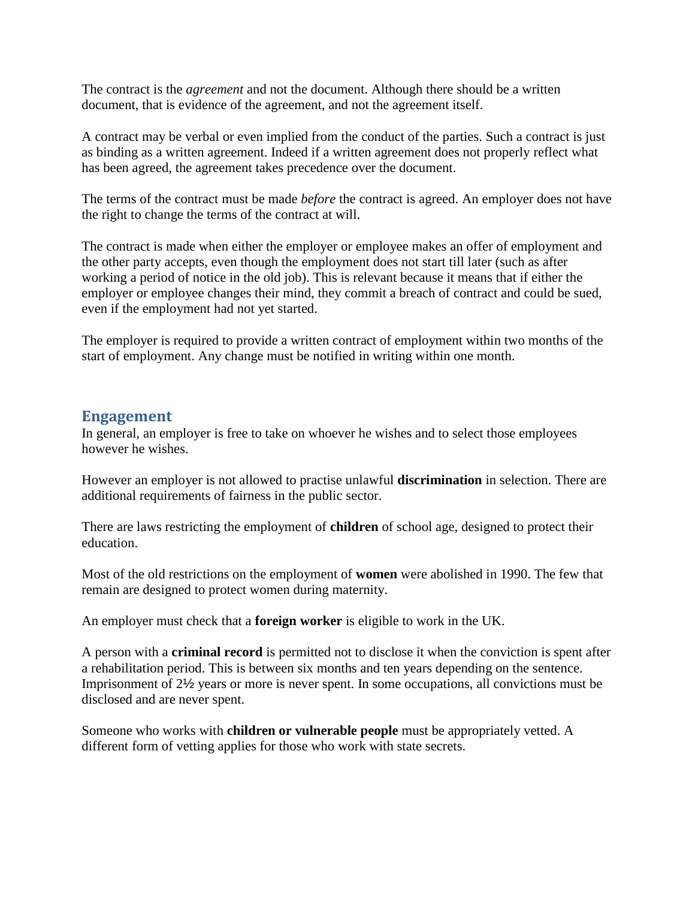The contract is the *agreement* and not the document. Although there should be a written document, that is evidence of the agreement, and not the agreement itself.

A contract may be verbal or even implied from the conduct of the parties. Such a contract is just as binding as a written agreement. Indeed if a written agreement does not properly reflect what has been agreed, the agreement takes precedence over the document.

The terms of the contract must be made *before* the contract is agreed. An employer does not have the right to change the terms of the contract at will.

The contract is made when either the employer or employee makes an offer of employment and the other party accepts, even though the employment does not start till later (such as after working a period of notice in the old job). This is relevant because it means that if either the employer or employee changes their mind, they commit a breach of contract and could be sued, even if the employment had not yet started.

The employer is required to provide a written contract of employment within two months of the start of employment. Any change must be notified in writing within one month.

## Engagement

In general, an employer is free to take on whoever he wishes and to select those employees however he wishes.

However an employer is not allowed to practise unlawful **discrimination** in selection. There are additional requirements of fairness in the public sector.

There are laws restricting the employment of **children** of school age, designed to protect their education.

Most of the old restrictions on the employment of **women** were abolished in 1990. The few that remain are designed to protect women during maternity.

An employer must check that a **foreign worker** is eligible to work in the UK.

A person with a **criminal record** is permitted not to disclose it when the conviction is spent after a rehabilitation period. This is between six months and ten years depending on the sentence. Imprisonment of 2½ years or more is never spent. In some occupations, all convictions must be disclosed and are never spent.

Someone who works with **children or vulnerable people** must be appropriately vetted. A different form of vetting applies for those who work with state secrets.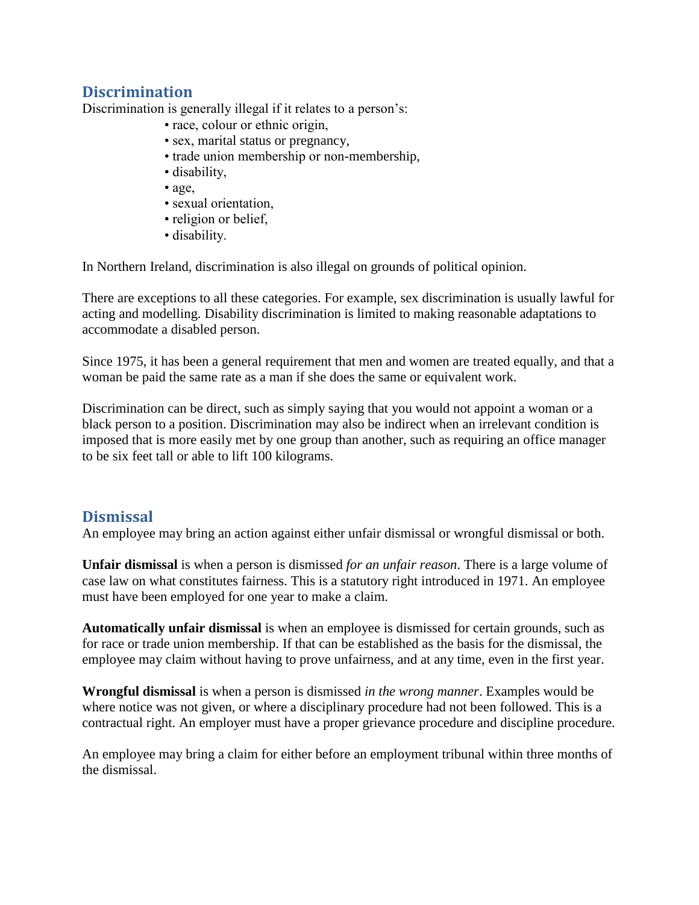## Discrimination

Discrimination is generally illegal if it relates to a person's:

- race, colour or ethnic origin,
- sex, marital status or pregnancy,
- trade union membership or non-membership,
- disability,
- age,
- sexual orientation,
- religion or belief,
- disability.

In Northern Ireland, discrimination is also illegal on grounds of political opinion.

There are exceptions to all these categories. For example, sex discrimination is usually lawful for acting and modelling. Disability discrimination is limited to making reasonable adaptations to accommodate a disabled person.

Since 1975, it has been a general requirement that men and women are treated equally, and that a woman be paid the same rate as a man if she does the same or equivalent work.

Discrimination can be direct, such as simply saying that you would not appoint a woman or a black person to a position. Discrimination may also be indirect when an irrelevant condition is imposed that is more easily met by one group than another, such as requiring an office manager to be six feet tall or able to lift 100 kilograms.

## Dismissal

An employee may bring an action against either unfair dismissal or wrongful dismissal or both.

**Unfair dismissal** is when a person is dismissed *for an unfair reason*. There is a large volume of case law on what constitutes fairness. This is a statutory right introduced in 1971. An employee must have been employed for one year to make a claim.

**Automatically unfair dismissal** is when an employee is dismissed for certain grounds, such as for race or trade union membership. If that can be established as the basis for the dismissal, the employee may claim without having to prove unfairness, and at any time, even in the first year.

**Wrongful dismissal** is when a person is dismissed *in the wrong manner*. Examples would be where notice was not given, or where a disciplinary procedure had not been followed. This is a contractual right. An employer must have a proper grievance procedure and discipline procedure.

An employee may bring a claim for either before an employment tribunal within three months of the dismissal.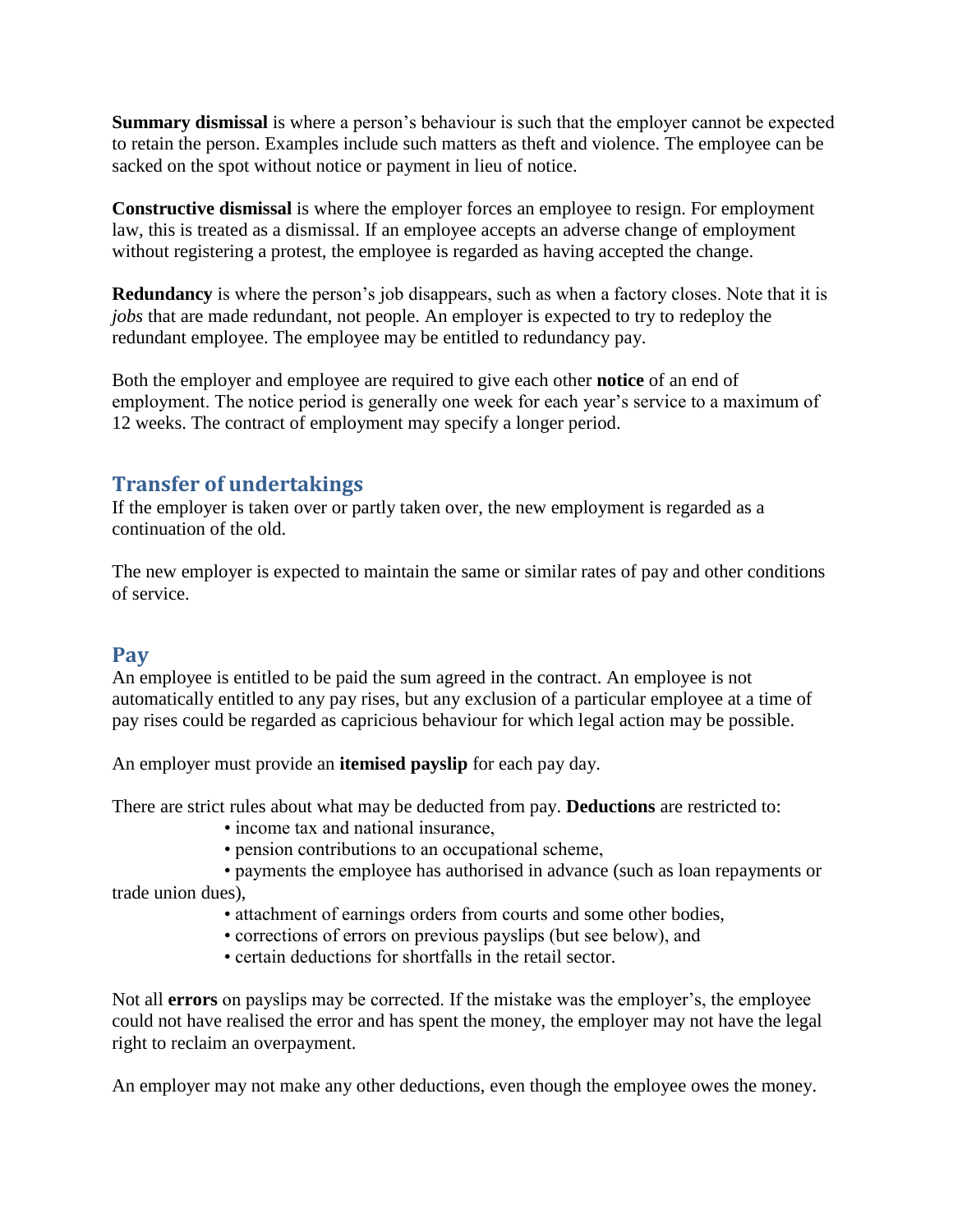**Summary dismissal** is where a person's behaviour is such that the employer cannot be expected to retain the person. Examples include such matters as theft and violence. The employee can be sacked on the spot without notice or payment in lieu of notice.

**Constructive dismissal** is where the employer forces an employee to resign. For employment law, this is treated as a dismissal. If an employee accepts an adverse change of employment without registering a protest, the employee is regarded as having accepted the change.

**Redundancy** is where the person's job disappears, such as when a factory closes. Note that it is *jobs* that are made redundant, not people. An employer is expected to try to redeploy the redundant employee. The employee may be entitled to redundancy pay.

Both the employer and employee are required to give each other **notice** of an end of employment. The notice period is generally one week for each year's service to a maximum of 12 weeks. The contract of employment may specify a longer period.

## Transfer of undertakings

If the employer is taken over or partly taken over, the new employment is regarded as a continuation of the old.

The new employer is expected to maintain the same or similar rates of pay and other conditions of service.

## Pay

An employee is entitled to be paid the sum agreed in the contract. An employee is not automatically entitled to any pay rises, but any exclusion of a particular employee at a time of pay rises could be regarded as capricious behaviour for which legal action may be possible.

An employer must provide an **itemised payslip** for each pay day.

There are strict rules about what may be deducted from pay. **Deductions** are restricted to:

- income tax and national insurance,
- pension contributions to an occupational scheme,
- payments the employee has authorised in advance (such as loan repayments or trade union dues),
- attachment of earnings orders from courts and some other bodies,
- corrections of errors on previous payslips (but see below), and
- certain deductions for shortfalls in the retail sector.

Not all **errors** on payslips may be corrected. If the mistake was the employer's, the employee could not have realised the error and has spent the money, the employer may not have the legal right to reclaim an overpayment.

An employer may not make any other deductions, even though the employee owes the money.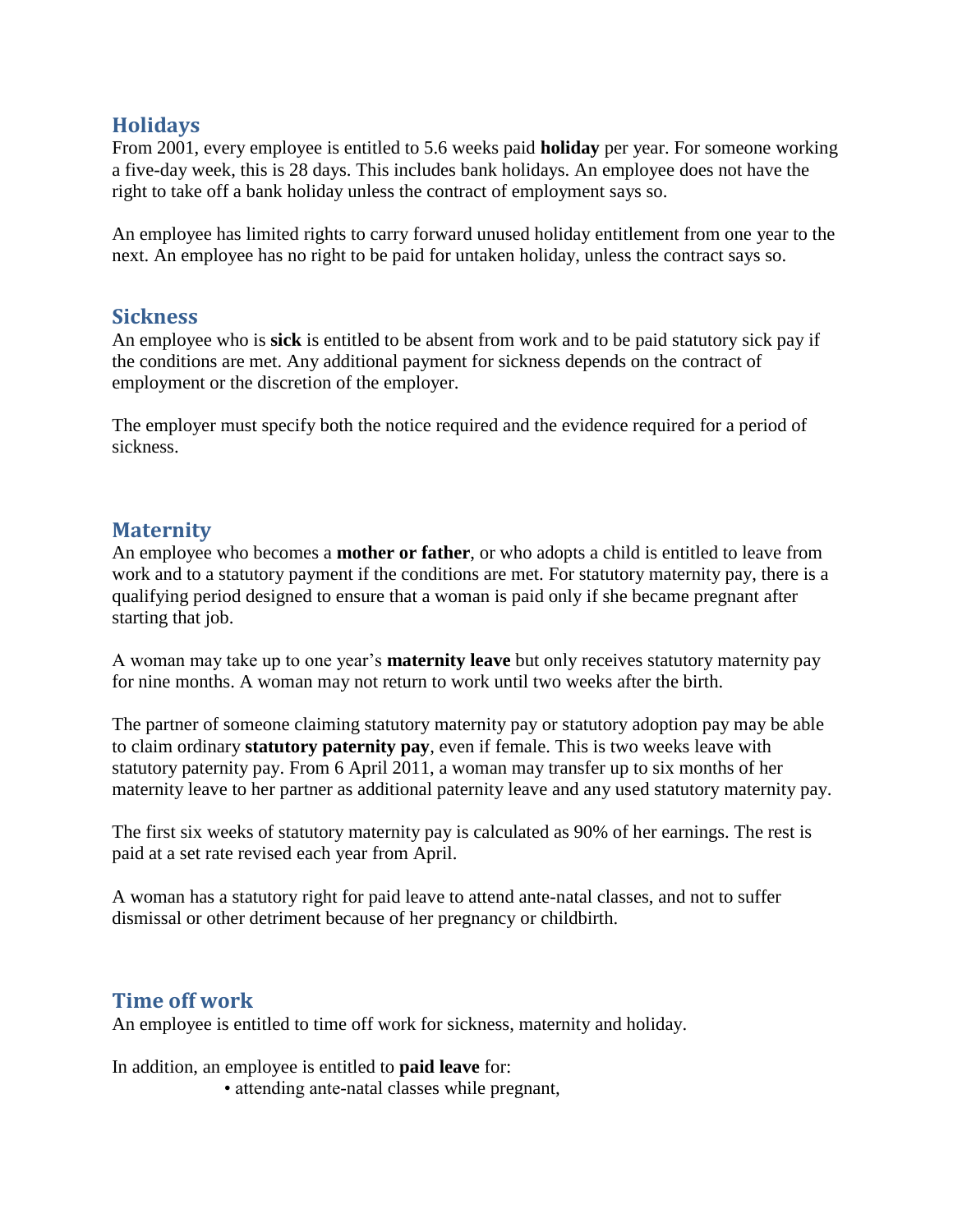## Holidays

From 2001, every employee is entitled to 5.6 weeks paid **holiday** per year. For someone working a five-day week, this is 28 days. This includes bank holidays. An employee does not have the right to take off a bank holiday unless the contract of employment says so.

An employee has limited rights to carry forward unused holiday entitlement from one year to the next. An employee has no right to be paid for untaken holiday, unless the contract says so.

## Sickness

An employee who is **sick** is entitled to be absent from work and to be paid statutory sick pay if the conditions are met. Any additional payment for sickness depends on the contract of employment or the discretion of the employer.

The employer must specify both the notice required and the evidence required for a period of sickness.

## Maternity

An employee who becomes a **mother or father**, or who adopts a child is entitled to leave from work and to a statutory payment if the conditions are met. For statutory maternity pay, there is a qualifying period designed to ensure that a woman is paid only if she became pregnant after starting that job.

A woman may take up to one year's **maternity leave** but only receives statutory maternity pay for nine months. A woman may not return to work until two weeks after the birth.

The partner of someone claiming statutory maternity pay or statutory adoption pay may be able to claim ordinary **statutory paternity pay**, even if female. This is two weeks leave with statutory paternity pay. From 6 April 2011, a woman may transfer up to six months of her maternity leave to her partner as additional paternity leave and any used statutory maternity pay.

The first six weeks of statutory maternity pay is calculated as 90% of her earnings. The rest is paid at a set rate revised each year from April.

A woman has a statutory right for paid leave to attend ante-natal classes, and not to suffer dismissal or other detriment because of her pregnancy or childbirth.

## Time off work

An employee is entitled to time off work for sickness, maternity and holiday.

In addition, an employee is entitled to **paid leave** for:

- attending ante-natal classes while pregnant,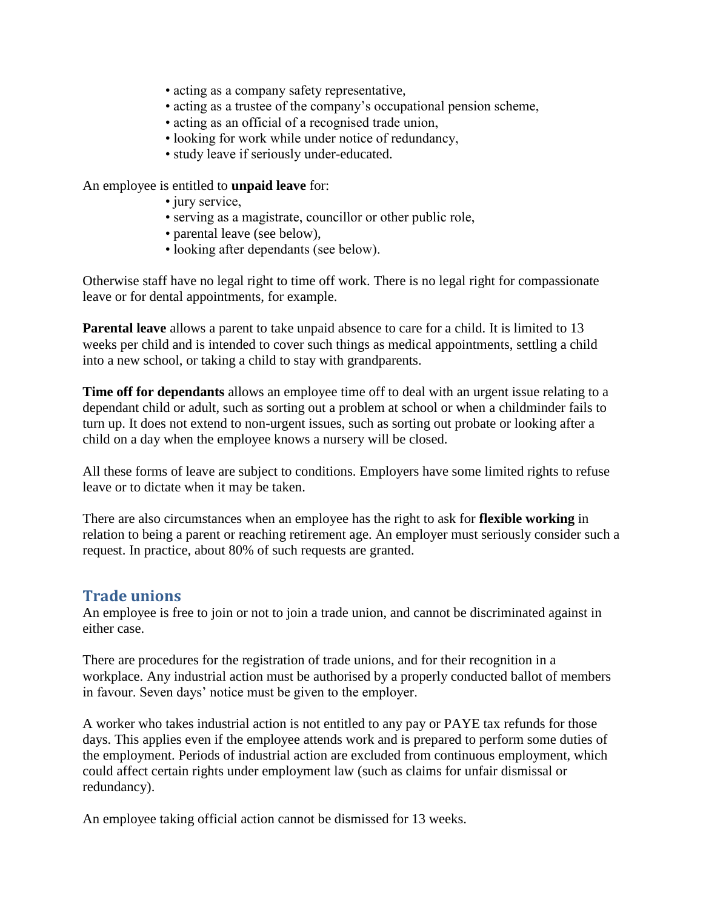- acting as a company safety representative,
- acting as a trustee of the company's occupational pension scheme,
- acting as an official of a recognised trade union,
- looking for work while under notice of redundancy,
- study leave if seriously under-educated.

An employee is entitled to **unpaid leave** for:

- jury service,
- serving as a magistrate, councillor or other public role,
- parental leave (see below),
- looking after dependants (see below).

Otherwise staff have no legal right to time off work. There is no legal right for compassionate leave or for dental appointments, for example.

**Parental leave** allows a parent to take unpaid absence to care for a child. It is limited to 13 weeks per child and is intended to cover such things as medical appointments, settling a child into a new school, or taking a child to stay with grandparents.

**Time off for dependants** allows an employee time off to deal with an urgent issue relating to a dependant child or adult, such as sorting out a problem at school or when a childminder fails to turn up. It does not extend to non-urgent issues, such as sorting out probate or looking after a child on a day when the employee knows a nursery will be closed.

All these forms of leave are subject to conditions. Employers have some limited rights to refuse leave or to dictate when it may be taken.

There are also circumstances when an employee has the right to ask for **flexible working** in relation to being a parent or reaching retirement age. An employer must seriously consider such a request. In practice, about 80% of such requests are granted.

## Trade unions

An employee is free to join or not to join a trade union, and cannot be discriminated against in either case.

There are procedures for the registration of trade unions, and for their recognition in a workplace. Any industrial action must be authorised by a properly conducted ballot of members in favour. Seven days' notice must be given to the employer.

A worker who takes industrial action is not entitled to any pay or PAYE tax refunds for those days. This applies even if the employee attends work and is prepared to perform some duties of the employment. Periods of industrial action are excluded from continuous employment, which could affect certain rights under employment law (such as claims for unfair dismissal or redundancy).

An employee taking official action cannot be dismissed for 13 weeks.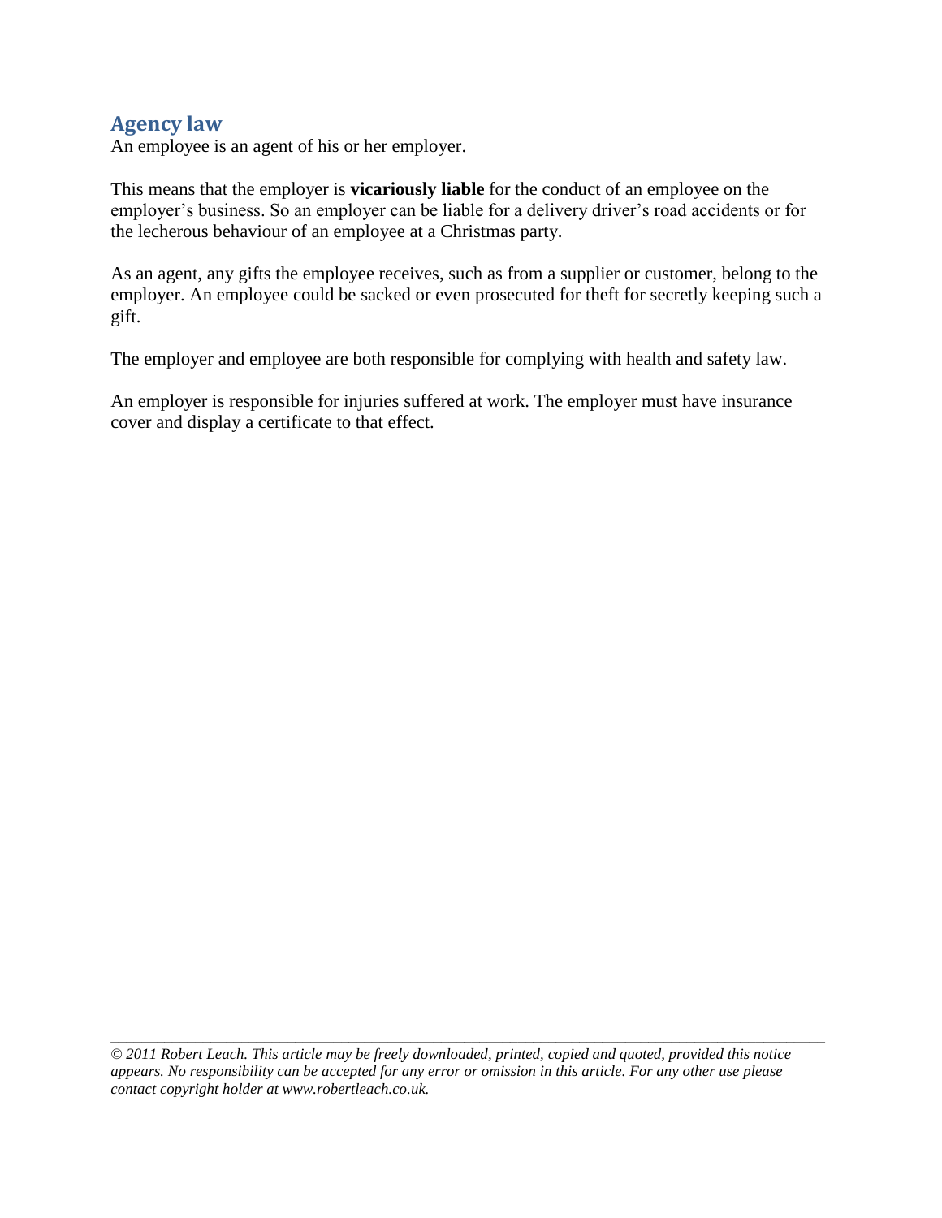## Agency law

An employee is an agent of his or her employer.

This means that the employer is **vicariously liable** for the conduct of an employee on the employer's business. So an employer can be liable for a delivery driver's road accidents or for the lecherous behaviour of an employee at a Christmas party.

As an agent, any gifts the employee receives, such as from a supplier or customer, belong to the employer. An employee could be sacked or even prosecuted for theft for secretly keeping such a gift.

The employer and employee are both responsible for complying with health and safety law.

An employer is responsible for injuries suffered at work. The employer must have insurance cover and display a certificate to that effect.